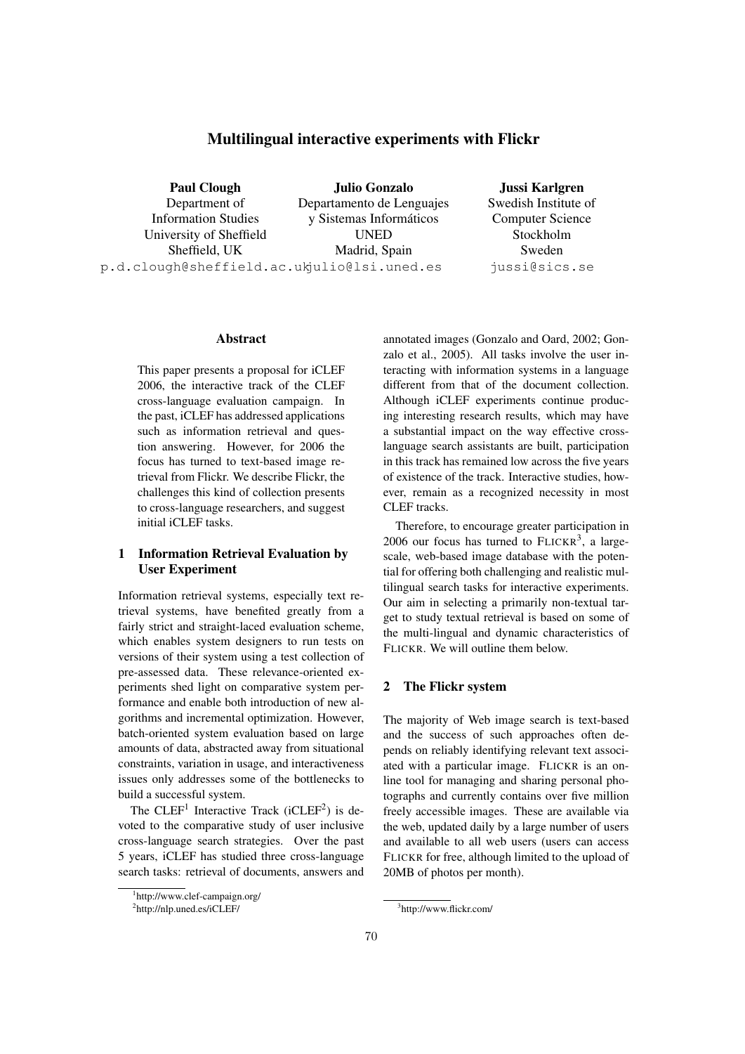# Multilingual interactive experiments with Flickr

**Paul Clough**
Department of Information Studies
University of Sheffield
Sheffield, UK
p.d.clough@sheffield.ac.uk

**Julio Gonzalo**
Departamento de Lenguajes y Sistemas Informáticos
UNED
Madrid, Spain
julio@lsi.uned.es

**Jussi Karlgren**
Swedish Institute of Computer Science
Stockholm
Sweden
jussi@sics.se

## Abstract

This paper presents a proposal for iCLEF 2006, the interactive track of the CLEF cross-language evaluation campaign. In the past, iCLEF has addressed applications such as information retrieval and question answering. However, for 2006 the focus has turned to text-based image retrieval from Flickr. We describe Flickr, the challenges this kind of collection presents to cross-language researchers, and suggest initial iCLEF tasks.

## 1 Information Retrieval Evaluation by User Experiment

Information retrieval systems, especially text retrieval systems, have benefited greatly from a fairly strict and straight-laced evaluation scheme, which enables system designers to run tests on versions of their system using a test collection of pre-assessed data. These relevance-oriented experiments shed light on comparative system performance and enable both introduction of new algorithms and incremental optimization. However, batch-oriented system evaluation based on large amounts of data, abstracted away from situational constraints, variation in usage, and interactiveness issues only addresses some of the bottlenecks to build a successful system.

The CLEF[1] Interactive Track (iCLEF[2]) is devoted to the comparative study of user inclusive cross-language search strategies. Over the past 5 years, iCLEF has studied three cross-language search tasks: retrieval of documents, answers and annotated images (Gonzalo and Oard, 2002; Gonzalo et al., 2005). All tasks involve the user interacting with information systems in a language different from that of the document collection. Although iCLEF experiments continue producing interesting research results, which may have a substantial impact on the way effective cross-language search assistants are built, participation in this track has remained low across the five years of existence of the track. Interactive studies, however, remain as a recognized necessity in most CLEF tracks.

Therefore, to encourage greater participation in 2006 our focus has turned to FLICKR[3], a large-scale, web-based image database with the potential for offering both challenging and realistic multilingual search tasks for interactive experiments. Our aim in selecting a primarily non-textual target to study textual retrieval is based on some of the multi-lingual and dynamic characteristics of FLICKR. We will outline them below.

## 2 The Flickr system

The majority of Web image search is text-based and the success of such approaches often depends on reliably identifying relevant text associated with a particular image. FLICKR is an online tool for managing and sharing personal photographs and currently contains over five million freely accessible images. These are available via the web, updated daily by a large number of users and available to all web users (users can access FLICKR for free, although limited to the upload of 20MB of photos per month).

[1] http://www.clef-campaign.org/

[2] http://nlp.uned.es/iCLEF/

[3] http://www.flickr.com/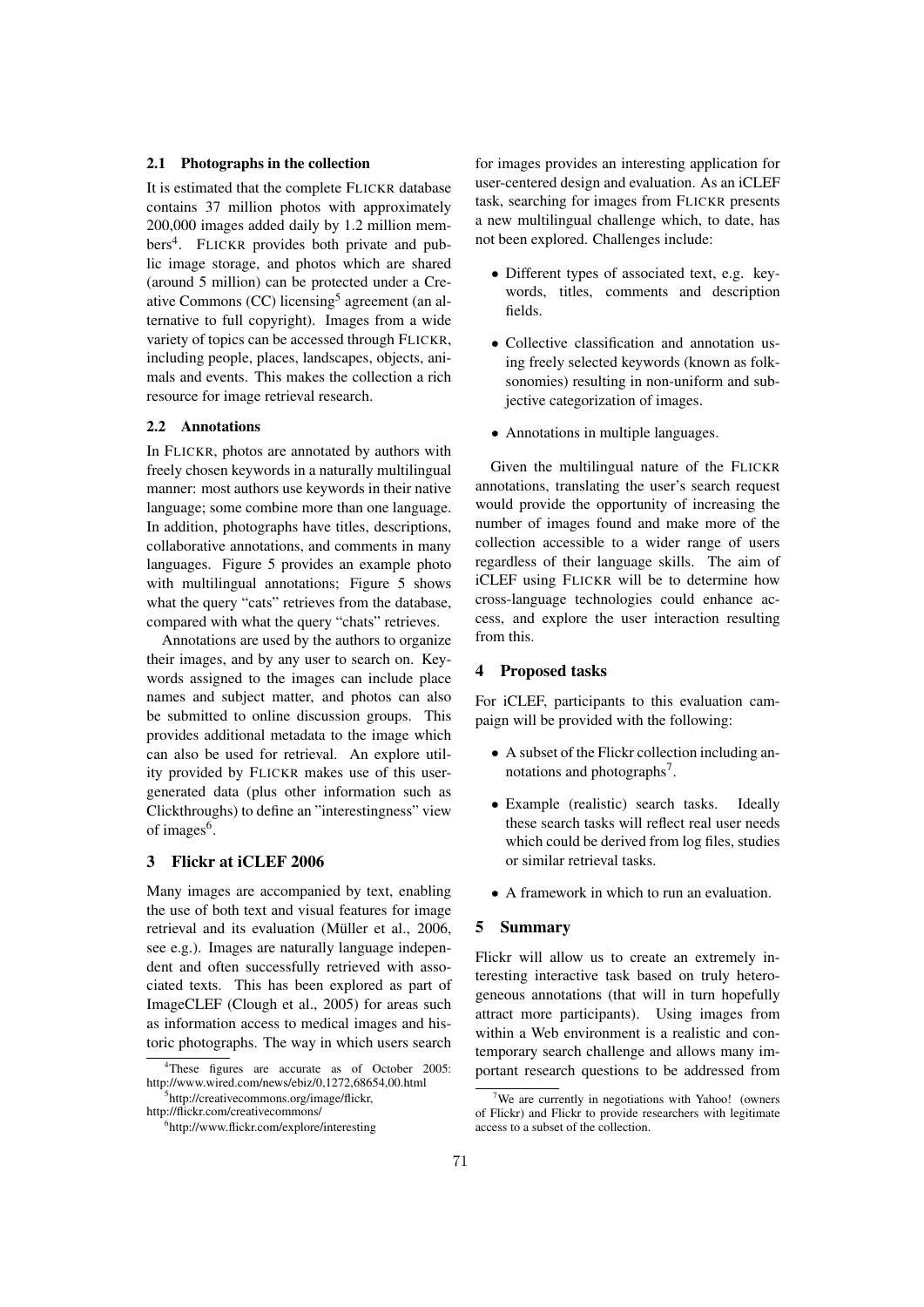### 2.1 Photographs in the collection

It is estimated that the complete FLICKR database contains 37 million photos with approximately 200,000 images added daily by 1.2 million members[4]. FLICKR provides both private and public image storage, and photos which are shared (around 5 million) can be protected under a Creative Commons (CC) licensing[5] agreement (an alternative to full copyright). Images from a wide variety of topics can be accessed through FLICKR, including people, places, landscapes, objects, animals and events. This makes the collection a rich resource for image retrieval research.

### 2.2 Annotations

In FLICKR, photos are annotated by authors with freely chosen keywords in a naturally multilingual manner: most authors use keywords in their native language; some combine more than one language. In addition, photographs have titles, descriptions, collaborative annotations, and comments in many languages. Figure 5 provides an example photo with multilingual annotations; Figure 5 shows what the query "cats" retrieves from the database, compared with what the query "chats" retrieves.

Annotations are used by the authors to organize their images, and by any user to search on. Keywords assigned to the images can include place names and subject matter, and photos can also be submitted to online discussion groups. This provides additional metadata to the image which can also be used for retrieval. An explore utility provided by FLICKR makes use of this user-generated data (plus other information such as Clickthroughs) to define an "interestingness" view of images[6].

## 3 Flickr at iCLEF 2006

Many images are accompanied by text, enabling the use of both text and visual features for image retrieval and its evaluation (Müller et al., 2006, see e.g.). Images are naturally language independent and often successfully retrieved with associated texts. This has been explored as part of ImageCLEF (Clough et al., 2005) for areas such as information access to medical images and historic photographs. The way in which users search for images provides an interesting application for user-centered design and evaluation. As an iCLEF task, searching for images from FLICKR presents a new multilingual challenge which, to date, has not been explored. Challenges include:

- Different types of associated text, e.g. keywords, titles, comments and description fields.
- Collective classification and annotation using freely selected keywords (known as folksonomies) resulting in non-uniform and subjective categorization of images.
- Annotations in multiple languages.

Given the multilingual nature of the FLICKR annotations, translating the user's search request would provide the opportunity of increasing the number of images found and make more of the collection accessible to a wider range of users regardless of their language skills. The aim of iCLEF using FLICKR will be to determine how cross-language technologies could enhance access, and explore the user interaction resulting from this.

## 4 Proposed tasks

For iCLEF, participants to this evaluation campaign will be provided with the following:

- A subset of the Flickr collection including annotations and photographs[7].
- Example (realistic) search tasks. Ideally these search tasks will reflect real user needs which could be derived from log files, studies or similar retrieval tasks.
- A framework in which to run an evaluation.

## 5 Summary

Flickr will allow us to create an extremely interesting interactive task based on truly heterogeneous annotations (that will in turn hopefully attract more participants). Using images from within a Web environment is a realistic and contemporary search challenge and allows many important research questions to be addressed from

---

[4] These figures are accurate as of October 2005: http://www.wired.com/news/ebiz/0,1272,68654,00.html

[5] http://creativecommons.org/image/flickr, http://flickr.com/creativecommons/

[6] http://www.flickr.com/explore/interesting

[7] We are currently in negotiations with Yahoo! (owners of Flickr) and Flickr to provide researchers with legitimate access to a subset of the collection.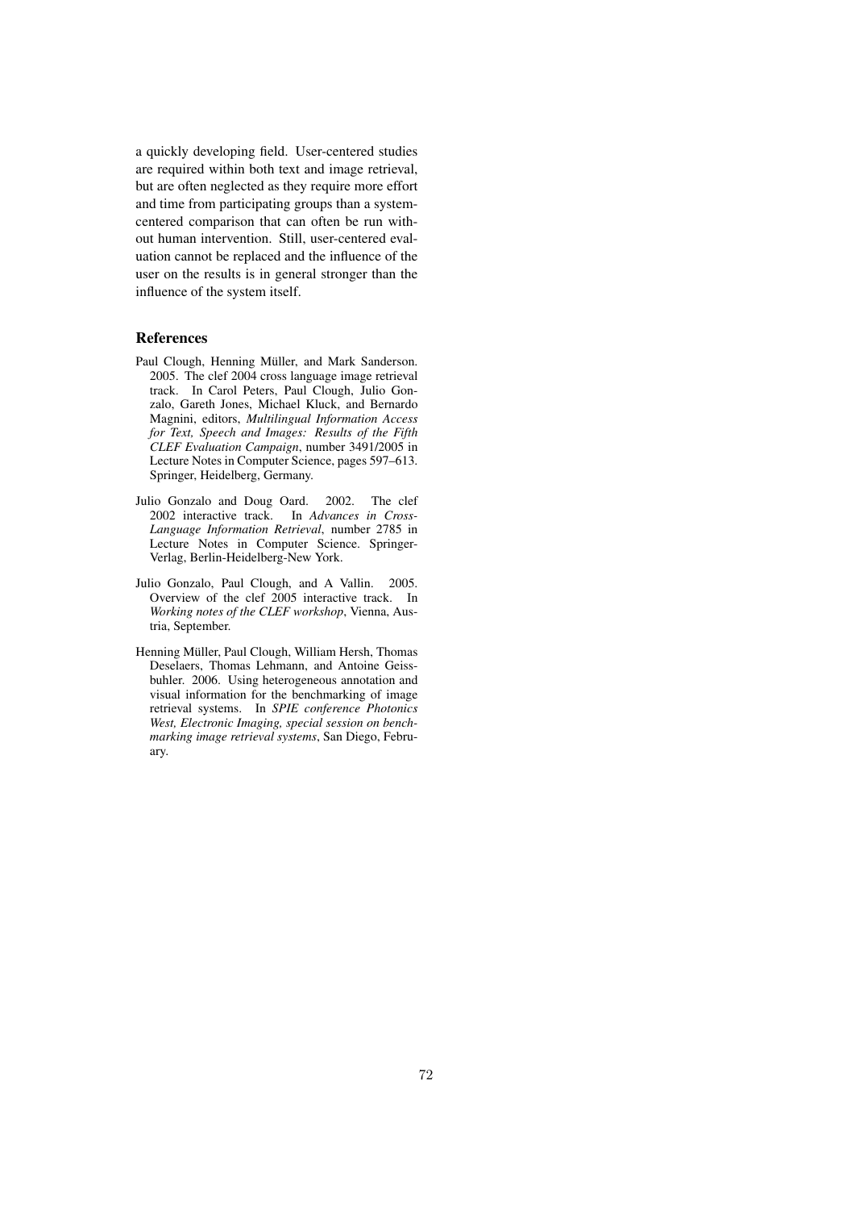a quickly developing field. User-centered studies are required within both text and image retrieval, but are often neglected as they require more effort and time from participating groups than a system-centered comparison that can often be run without human intervention. Still, user-centered evaluation cannot be replaced and the influence of the user on the results is in general stronger than the influence of the system itself.

## References

Paul Clough, Henning Müller, and Mark Sanderson. 2005. The clef 2004 cross language image retrieval track. In Carol Peters, Paul Clough, Julio Gonzalo, Gareth Jones, Michael Kluck, and Bernardo Magnini, editors, *Multilingual Information Access for Text, Speech and Images: Results of the Fifth CLEF Evaluation Campaign*, number 3491/2005 in Lecture Notes in Computer Science, pages 597–613. Springer, Heidelberg, Germany.

Julio Gonzalo and Doug Oard. 2002. The clef 2002 interactive track. In *Advances in Cross-Language Information Retrieval*, number 2785 in Lecture Notes in Computer Science. Springer-Verlag, Berlin-Heidelberg-New York.

Julio Gonzalo, Paul Clough, and A Vallin. 2005. Overview of the clef 2005 interactive track. In *Working notes of the CLEF workshop*, Vienna, Austria, September.

Henning Müller, Paul Clough, William Hersh, Thomas Deselaers, Thomas Lehmann, and Antoine Geissbuhler. 2006. Using heterogeneous annotation and visual information for the benchmarking of image retrieval systems. In *SPIE conference Photonics West, Electronic Imaging, special session on benchmarking image retrieval systems*, San Diego, February.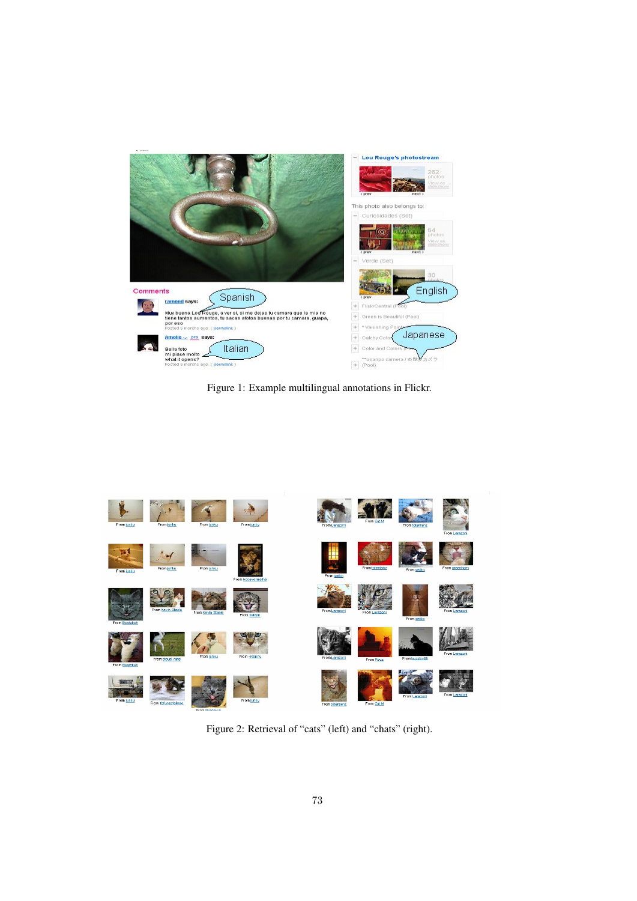Figure 1: Example multilingual annotations in Flickr.

Figure 2: Retrieval of “cats” (left) and “chats” (right).